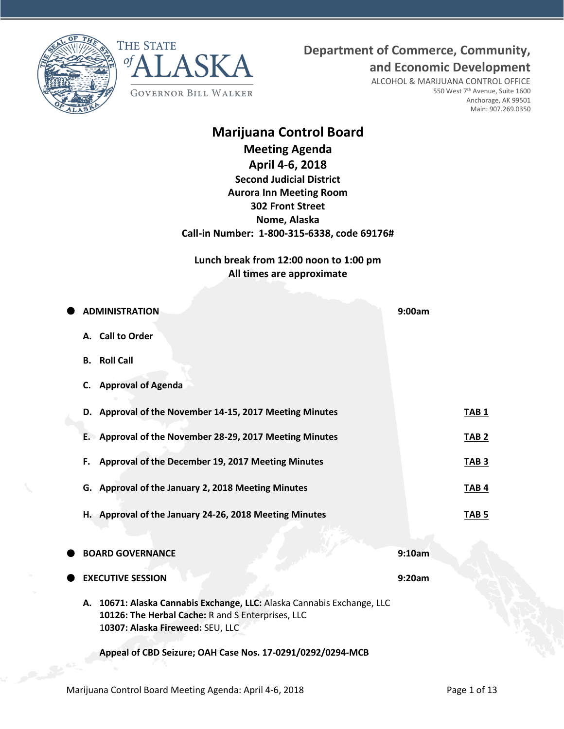THE STATE of ALASKA

GOVERNOR BILL WALKER

**Department of Commerce, Community, and Economic Development**

ALCOHOL & MARIJUANA CONTROL OFFICE
550 West 7th Avenue, Suite 1600
Anchorage, AK 99501
Main: 907.269.0350

# Marijuana Control Board

## Meeting Agenda
## April 4-6, 2018

**Second Judicial District**
**Aurora Inn Meeting Room**
**302 Front Street**
**Nome, Alaska**
**Call-in Number: 1-800-315-6338, code 69176#**

**Lunch break from 12:00 noon to 1:00 pm**
**All times are approximate**

- **ADMINISTRATION** — **9:00am**

  **A. Call to Order**

  **B. Roll Call**

  **C. Approval of Agenda**

  **D. Approval of the November 14-15, 2017 Meeting Minutes** — **TAB 1**

  **E. Approval of the November 28-29, 2017 Meeting Minutes** — **TAB 2**

  **F. Approval of the December 19, 2017 Meeting Minutes** — **TAB 3**

  **G. Approval of the January 2, 2018 Meeting Minutes** — **TAB 4**

  **H. Approval of the January 24-26, 2018 Meeting Minutes** — **TAB 5**

- **BOARD GOVERNANCE** — **9:10am**

- **EXECUTIVE SESSION** — **9:20am**

  **A. 10671: Alaska Cannabis Exchange, LLC:** Alaska Cannabis Exchange, LLC
  **10126: The Herbal Cache:** R and S Enterprises, LLC
  **10307: Alaska Fireweed:** SEU, LLC

  **Appeal of CBD Seizure; OAH Case Nos. 17-0291/0292/0294-MCB**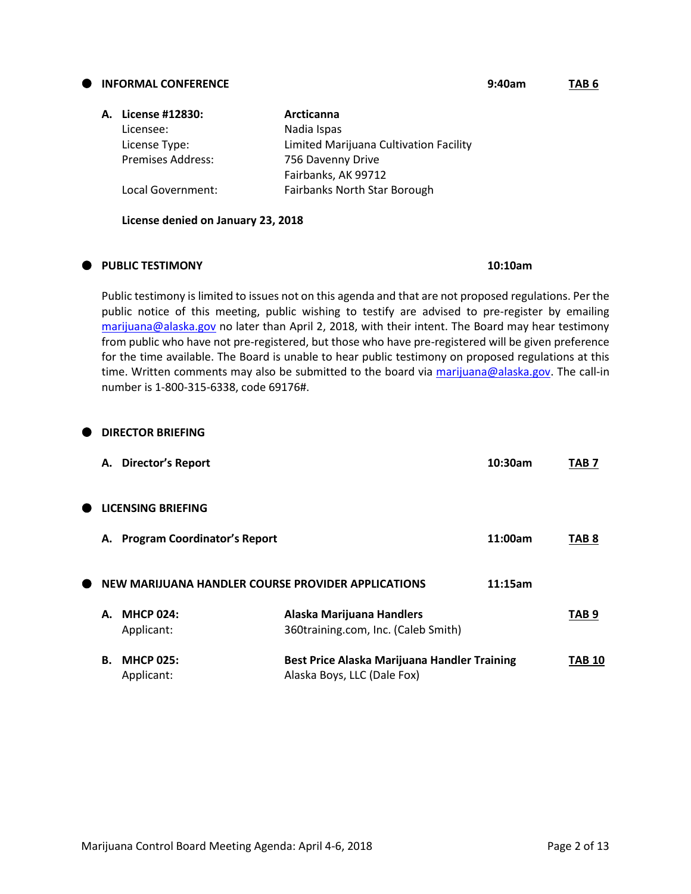## INFORMAL CONFERENCE — 9:40am — TAB 6

**A. License #12830:** **Arcticanna**

| | |
|---|---|
| Licensee: | Nadia Ispas |
| License Type: | Limited Marijuana Cultivation Facility |
| Premises Address: | 756 Davenny Drive<br>Fairbanks, AK 99712 |
| Local Government: | Fairbanks North Star Borough |

**License denied on January 23, 2018**

## PUBLIC TESTIMONY — 10:10am

Public testimony is limited to issues not on this agenda and that are not proposed regulations. Per the public notice of this meeting, public wishing to testify are advised to pre-register by emailing marijuana@alaska.gov no later than April 2, 2018, with their intent. The Board may hear testimony from public who have not pre-registered, but those who have pre-registered will be given preference for the time available. The Board is unable to hear public testimony on proposed regulations at this time. Written comments may also be submitted to the board via marijuana@alaska.gov. The call-in number is 1-800-315-6338, code 69176#.

## DIRECTOR BRIEFING

**A. Director's Report** — 10:30am — TAB 7

## LICENSING BRIEFING

**A. Program Coordinator's Report** — 11:00am — TAB 8

## NEW MARIJUANA HANDLER COURSE PROVIDER APPLICATIONS — 11:15am

**A. MHCP 024:** **Alaska Marijuana Handlers** — TAB 9
Applicant: 360training.com, Inc. (Caleb Smith)

**B. MHCP 025:** **Best Price Alaska Marijuana Handler Training** — TAB 10
Applicant: Alaska Boys, LLC (Dale Fox)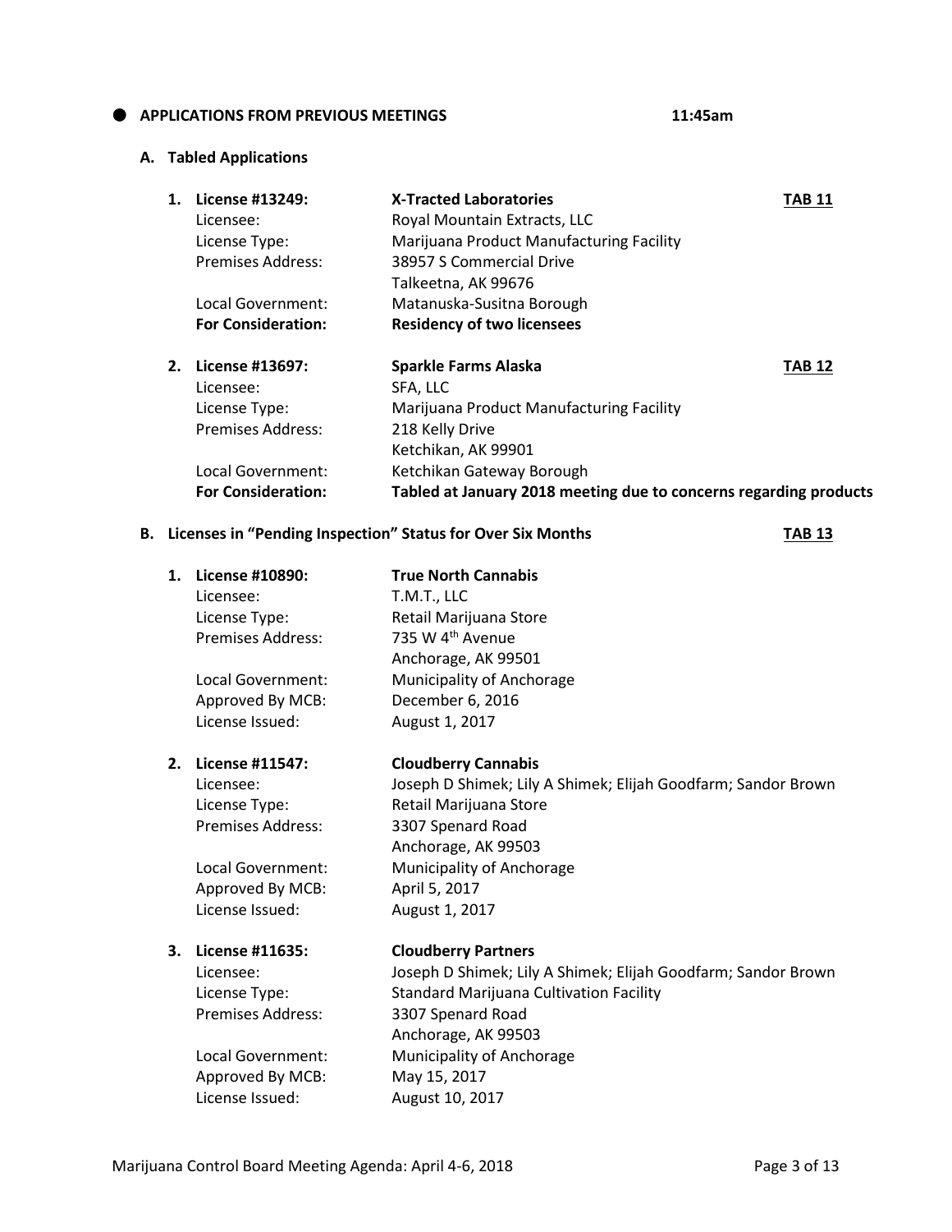## APPLICATIONS FROM PREVIOUS MEETINGS 11:45am

### A. Tabled Applications

1. **License #13249:** **X-Tracted Laboratories** **TAB 11**
   Licensee: Royal Mountain Extracts, LLC
   License Type: Marijuana Product Manufacturing Facility
   Premises Address: 38957 S Commercial Drive
   Talkeetna, AK 99676
   Local Government: Matanuska-Susitna Borough
   **For Consideration:** **Residency of two licensees**

2. **License #13697:** **Sparkle Farms Alaska** **TAB 12**
   Licensee: SFA, LLC
   License Type: Marijuana Product Manufacturing Facility
   Premises Address: 218 Kelly Drive
   Ketchikan, AK 99901
   Local Government: Ketchikan Gateway Borough
   **For Consideration:** **Tabled at January 2018 meeting due to concerns regarding products**

### B. Licenses in "Pending Inspection" Status for Over Six Months **TAB 13**

1. **License #10890:** **True North Cannabis**
   Licensee: T.M.T., LLC
   License Type: Retail Marijuana Store
   Premises Address: 735 W 4th Avenue
   Anchorage, AK 99501
   Local Government: Municipality of Anchorage
   Approved By MCB: December 6, 2016
   License Issued: August 1, 2017

2. **License #11547:** **Cloudberry Cannabis**
   Licensee: Joseph D Shimek; Lily A Shimek; Elijah Goodfarm; Sandor Brown
   License Type: Retail Marijuana Store
   Premises Address: 3307 Spenard Road
   Anchorage, AK 99503
   Local Government: Municipality of Anchorage
   Approved By MCB: April 5, 2017
   License Issued: August 1, 2017

3. **License #11635:** **Cloudberry Partners**
   Licensee: Joseph D Shimek; Lily A Shimek; Elijah Goodfarm; Sandor Brown
   License Type: Standard Marijuana Cultivation Facility
   Premises Address: 3307 Spenard Road
   Anchorage, AK 99503
   Local Government: Municipality of Anchorage
   Approved By MCB: May 15, 2017
   License Issued: August 10, 2017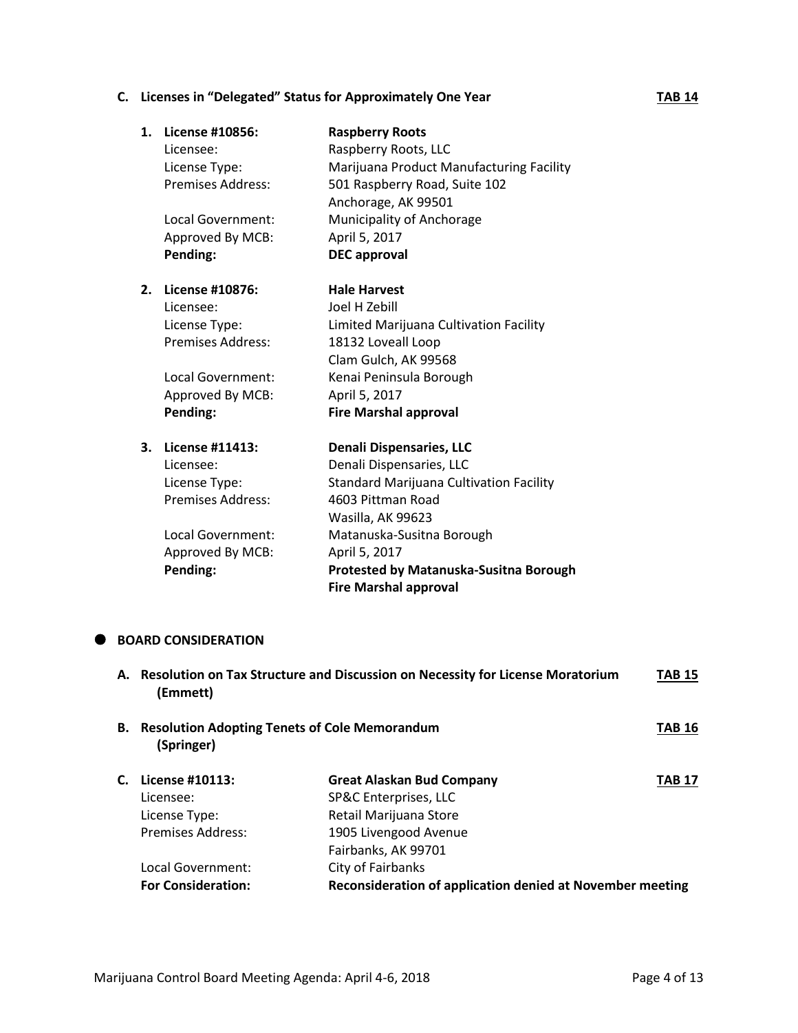**C. Licenses in "Delegated" Status for Approximately One Year** **TAB 14**

1. **License #10856:** **Raspberry Roots**
   Licensee: Raspberry Roots, LLC
   License Type: Marijuana Product Manufacturing Facility
   Premises Address: 501 Raspberry Road, Suite 102
   Anchorage, AK 99501
   Local Government: Municipality of Anchorage
   Approved By MCB: April 5, 2017
   **Pending:** **DEC approval**

2. **License #10876:** **Hale Harvest**
   Licensee: Joel H Zebill
   License Type: Limited Marijuana Cultivation Facility
   Premises Address: 18132 Loveall Loop
   Clam Gulch, AK 99568
   Local Government: Kenai Peninsula Borough
   Approved By MCB: April 5, 2017
   **Pending:** **Fire Marshal approval**

3. **License #11413:** **Denali Dispensaries, LLC**
   Licensee: Denali Dispensaries, LLC
   License Type: Standard Marijuana Cultivation Facility
   Premises Address: 4603 Pittman Road
   Wasilla, AK 99623
   Local Government: Matanuska-Susitna Borough
   Approved By MCB: April 5, 2017
   **Pending:** **Protested by Matanuska-Susitna Borough**
   **Fire Marshal approval**

- **BOARD CONSIDERATION**

**A. Resolution on Tax Structure and Discussion on Necessity for License Moratorium (Emmett)** **TAB 15**

**B. Resolution Adopting Tenets of Cole Memorandum (Springer)** **TAB 16**

**C. License #10113:** **Great Alaskan Bud Company** **TAB 17**
Licensee: SP&C Enterprises, LLC
License Type: Retail Marijuana Store
Premises Address: 1905 Livengood Avenue
Fairbanks, AK 99701
Local Government: City of Fairbanks
**For Consideration:** **Reconsideration of application denied at November meeting**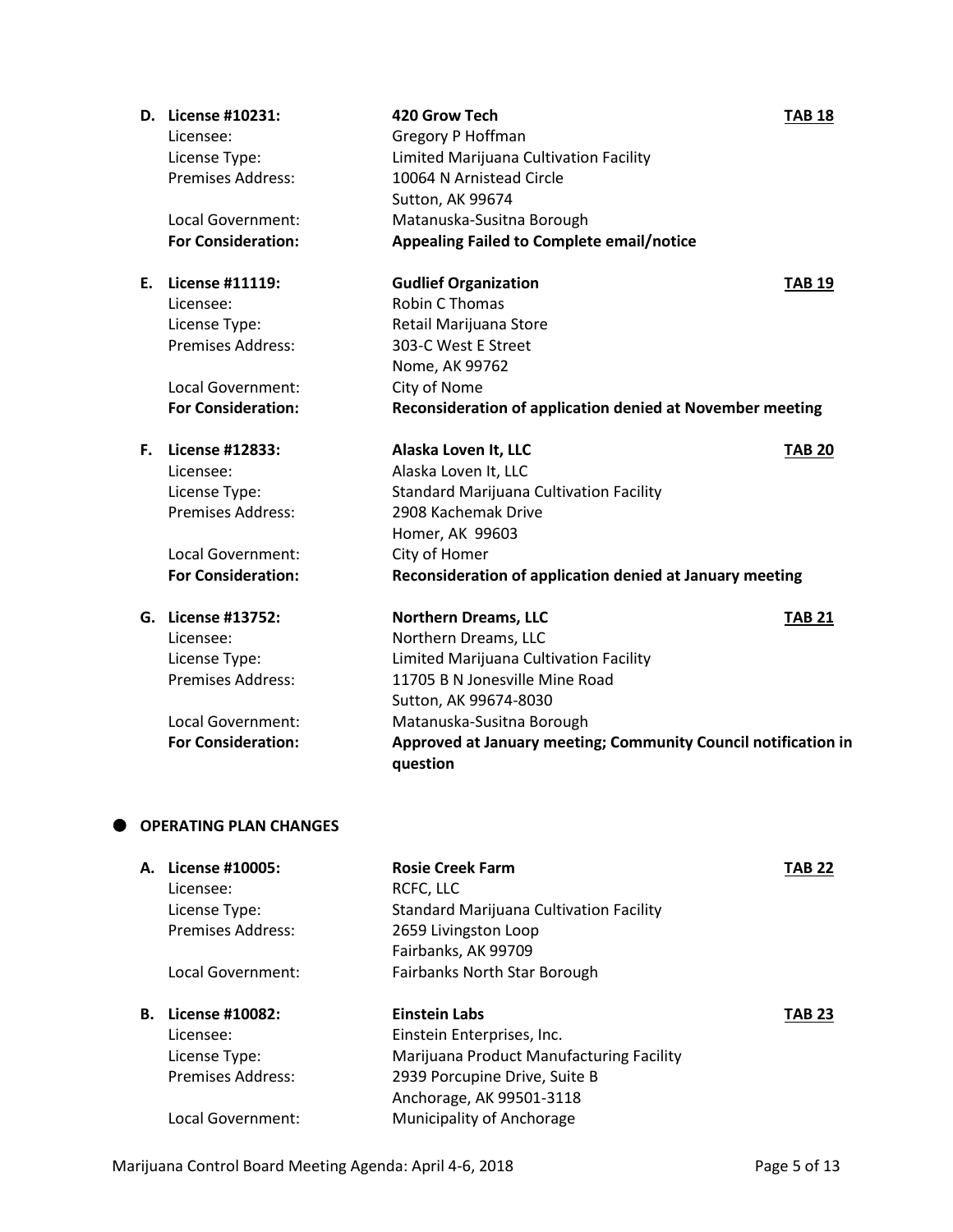**D. License #10231:** **420 Grow Tech** **TAB 18**

Licensee: Gregory P Hoffman
License Type: Limited Marijuana Cultivation Facility
Premises Address: 10064 N Arnistead Circle
Sutton, AK 99674
Local Government: Matanuska-Susitna Borough
**For Consideration:** **Appealing Failed to Complete email/notice**

**E. License #11119:** **Gudlief Organization** **TAB 19**

Licensee: Robin C Thomas
License Type: Retail Marijuana Store
Premises Address: 303-C West E Street
Nome, AK 99762
Local Government: City of Nome
**For Consideration:** **Reconsideration of application denied at November meeting**

**F. License #12833:** **Alaska Loven It, LLC** **TAB 20**

Licensee: Alaska Loven It, LLC
License Type: Standard Marijuana Cultivation Facility
Premises Address: 2908 Kachemak Drive
Homer, AK 99603
Local Government: City of Homer
**For Consideration:** **Reconsideration of application denied at January meeting**

**G. License #13752:** **Northern Dreams, LLC** **TAB 21**

Licensee: Northern Dreams, LLC
License Type: Limited Marijuana Cultivation Facility
Premises Address: 11705 B N Jonesville Mine Road
Sutton, AK 99674-8030
Local Government: Matanuska-Susitna Borough
**For Consideration:** **Approved at January meeting; Community Council notification in question**

- **OPERATING PLAN CHANGES**

**A. License #10005:** **Rosie Creek Farm** **TAB 22**

Licensee: RCFC, LLC
License Type: Standard Marijuana Cultivation Facility
Premises Address: 2659 Livingston Loop
Fairbanks, AK 99709
Local Government: Fairbanks North Star Borough

**B. License #10082:** **Einstein Labs** **TAB 23**

Licensee: Einstein Enterprises, Inc.
License Type: Marijuana Product Manufacturing Facility
Premises Address: 2939 Porcupine Drive, Suite B
Anchorage, AK 99501-3118
Local Government: Municipality of Anchorage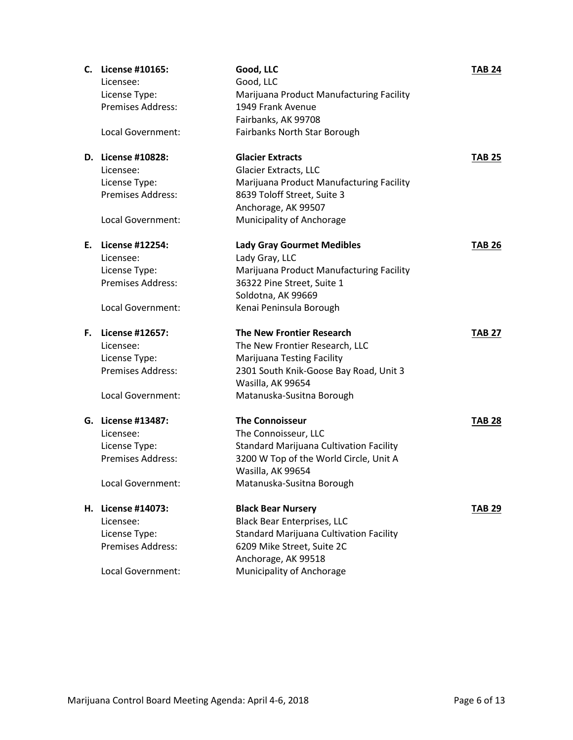**C. License #10165:** **Good, LLC** **TAB 24**

Licensee: Good, LLC
License Type: Marijuana Product Manufacturing Facility
Premises Address: 1949 Frank Avenue
Fairbanks, AK 99708
Local Government: Fairbanks North Star Borough

**D. License #10828:** **Glacier Extracts** **TAB 25**

Licensee: Glacier Extracts, LLC
License Type: Marijuana Product Manufacturing Facility
Premises Address: 8639 Toloff Street, Suite 3
Anchorage, AK 99507
Local Government: Municipality of Anchorage

**E. License #12254:** **Lady Gray Gourmet Medibles** **TAB 26**

Licensee: Lady Gray, LLC
License Type: Marijuana Product Manufacturing Facility
Premises Address: 36322 Pine Street, Suite 1
Soldotna, AK 99669
Local Government: Kenai Peninsula Borough

**F. License #12657:** **The New Frontier Research** **TAB 27**

Licensee: The New Frontier Research, LLC
License Type: Marijuana Testing Facility
Premises Address: 2301 South Knik-Goose Bay Road, Unit 3
Wasilla, AK 99654
Local Government: Matanuska-Susitna Borough

**G. License #13487:** **The Connoisseur** **TAB 28**

Licensee: The Connoisseur, LLC
License Type: Standard Marijuana Cultivation Facility
Premises Address: 3200 W Top of the World Circle, Unit A
Wasilla, AK 99654
Local Government: Matanuska-Susitna Borough

**H. License #14073:** **Black Bear Nursery** **TAB 29**

Licensee: Black Bear Enterprises, LLC
License Type: Standard Marijuana Cultivation Facility
Premises Address: 6209 Mike Street, Suite 2C
Anchorage, AK 99518
Local Government: Municipality of Anchorage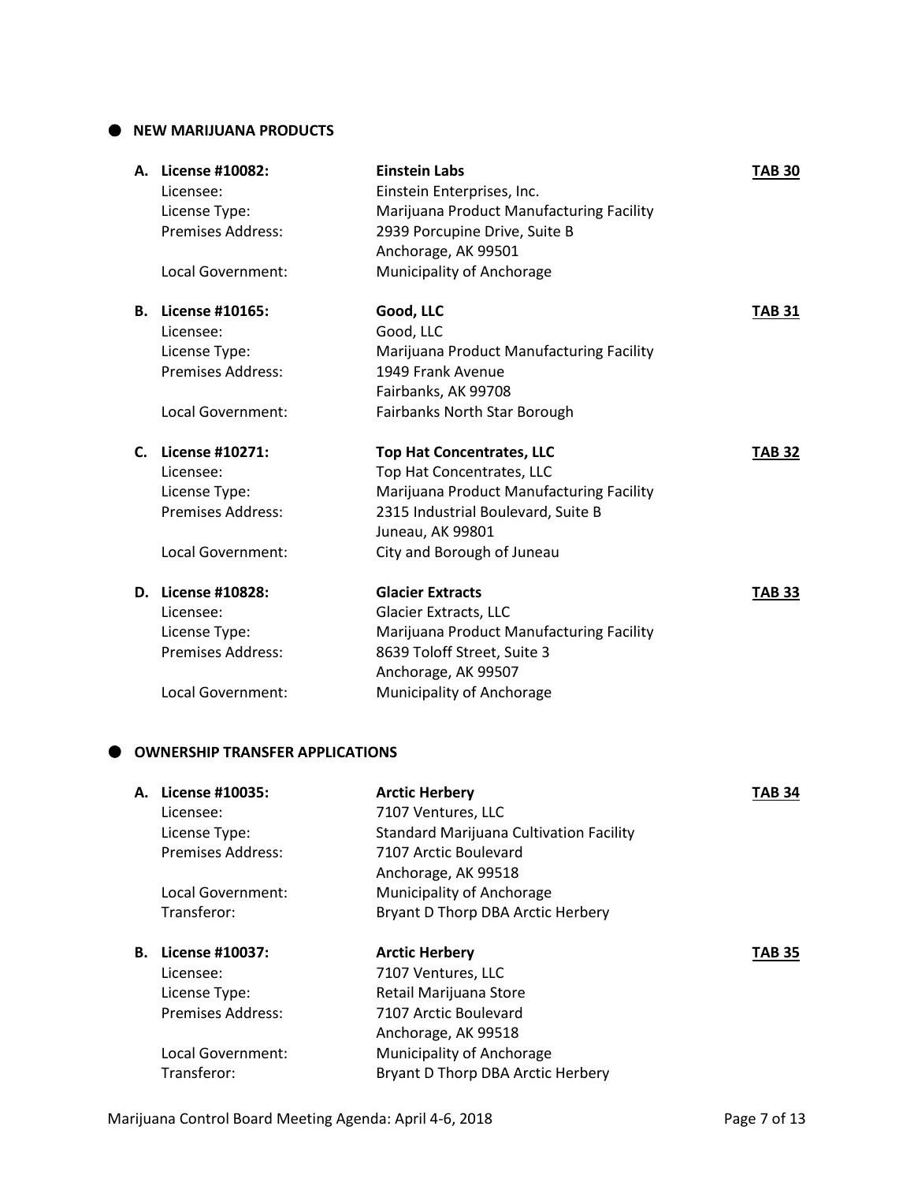- **NEW MARIJUANA PRODUCTS**

**A. License #10082:** **Einstein Labs** **TAB 30**
Licensee: Einstein Enterprises, Inc.
License Type: Marijuana Product Manufacturing Facility
Premises Address: 2939 Porcupine Drive, Suite B
Anchorage, AK 99501
Local Government: Municipality of Anchorage

**B. License #10165:** **Good, LLC** **TAB 31**
Licensee: Good, LLC
License Type: Marijuana Product Manufacturing Facility
Premises Address: 1949 Frank Avenue
Fairbanks, AK 99708
Local Government: Fairbanks North Star Borough

**C. License #10271:** **Top Hat Concentrates, LLC** **TAB 32**
Licensee: Top Hat Concentrates, LLC
License Type: Marijuana Product Manufacturing Facility
Premises Address: 2315 Industrial Boulevard, Suite B
Juneau, AK 99801
Local Government: City and Borough of Juneau

**D. License #10828:** **Glacier Extracts** **TAB 33**
Licensee: Glacier Extracts, LLC
License Type: Marijuana Product Manufacturing Facility
Premises Address: 8639 Toloff Street, Suite 3
Anchorage, AK 99507
Local Government: Municipality of Anchorage

- **OWNERSHIP TRANSFER APPLICATIONS**

**A. License #10035:** **Arctic Herbery** **TAB 34**
Licensee: 7107 Ventures, LLC
License Type: Standard Marijuana Cultivation Facility
Premises Address: 7107 Arctic Boulevard
Anchorage, AK 99518
Local Government: Municipality of Anchorage
Transferor: Bryant D Thorp DBA Arctic Herbery

**B. License #10037:** **Arctic Herbery** **TAB 35**
Licensee: 7107 Ventures, LLC
License Type: Retail Marijuana Store
Premises Address: 7107 Arctic Boulevard
Anchorage, AK 99518
Local Government: Municipality of Anchorage
Transferor: Bryant D Thorp DBA Arctic Herbery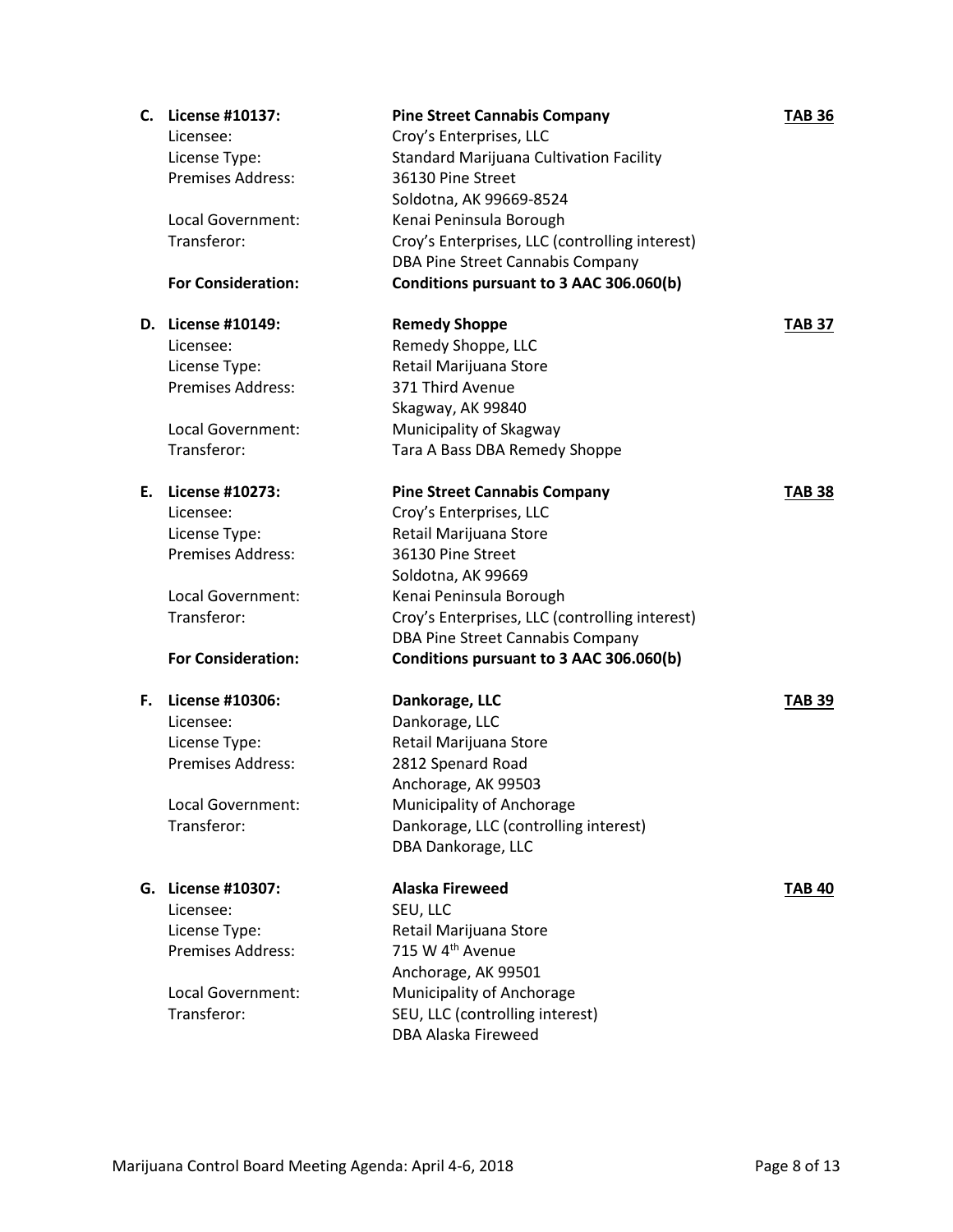**C. License #10137:** **Pine Street Cannabis Company** **TAB 36**

Licensee: Croy's Enterprises, LLC
License Type: Standard Marijuana Cultivation Facility
Premises Address: 36130 Pine Street
Soldotna, AK 99669-8524
Local Government: Kenai Peninsula Borough
Transferor: Croy's Enterprises, LLC (controlling interest)
DBA Pine Street Cannabis Company
**For Consideration:** **Conditions pursuant to 3 AAC 306.060(b)**

**D. License #10149:** **Remedy Shoppe** **TAB 37**

Licensee: Remedy Shoppe, LLC
License Type: Retail Marijuana Store
Premises Address: 371 Third Avenue
Skagway, AK 99840
Local Government: Municipality of Skagway
Transferor: Tara A Bass DBA Remedy Shoppe

**E. License #10273:** **Pine Street Cannabis Company** **TAB 38**

Licensee: Croy's Enterprises, LLC
License Type: Retail Marijuana Store
Premises Address: 36130 Pine Street
Soldotna, AK 99669
Local Government: Kenai Peninsula Borough
Transferor: Croy's Enterprises, LLC (controlling interest)
DBA Pine Street Cannabis Company
**For Consideration:** **Conditions pursuant to 3 AAC 306.060(b)**

**F. License #10306:** **Dankorage, LLC** **TAB 39**

Licensee: Dankorage, LLC
License Type: Retail Marijuana Store
Premises Address: 2812 Spenard Road
Anchorage, AK 99503
Local Government: Municipality of Anchorage
Transferor: Dankorage, LLC (controlling interest)
DBA Dankorage, LLC

**G. License #10307:** **Alaska Fireweed** **TAB 40**

Licensee: SEU, LLC
License Type: Retail Marijuana Store
Premises Address: 715 W 4th Avenue
Anchorage, AK 99501
Local Government: Municipality of Anchorage
Transferor: SEU, LLC (controlling interest)
DBA Alaska Fireweed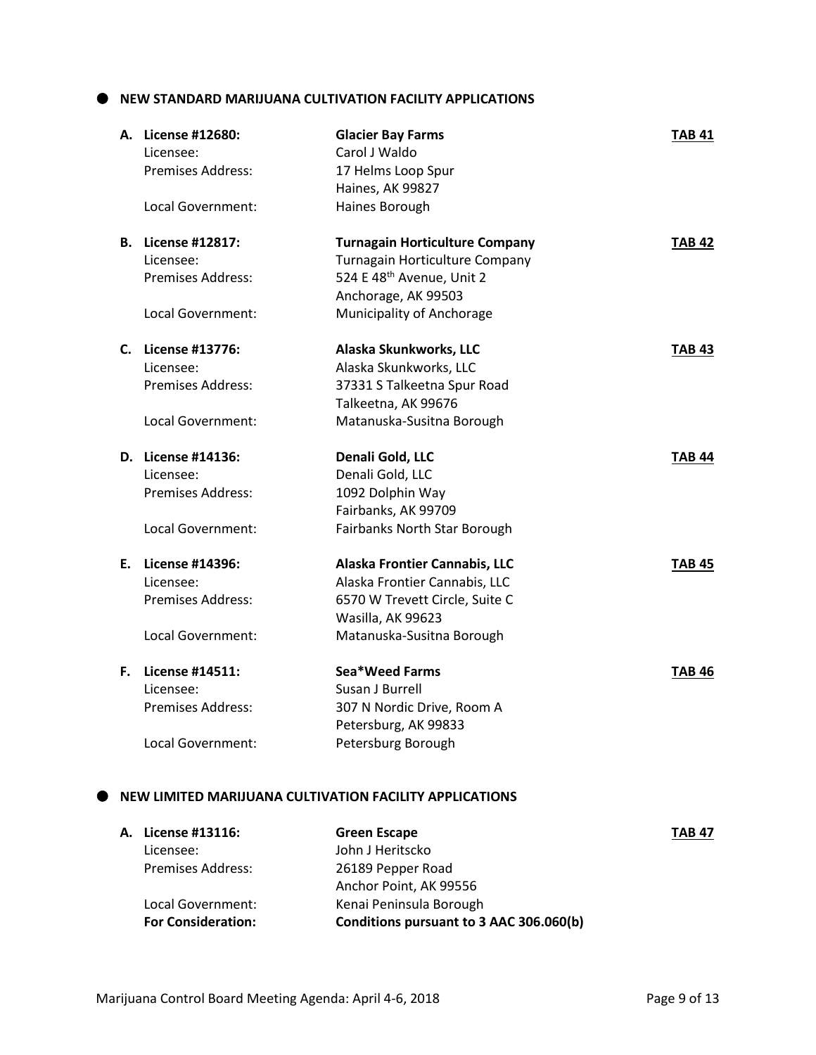## NEW STANDARD MARIJUANA CULTIVATION FACILITY APPLICATIONS

**A. License #12680:** **Glacier Bay Farms** **TAB 41**
Licensee: Carol J Waldo
Premises Address: 17 Helms Loop Spur
Haines, AK 99827
Local Government: Haines Borough

**B. License #12817:** **Turnagain Horticulture Company** **TAB 42**
Licensee: Turnagain Horticulture Company
Premises Address: 524 E 48th Avenue, Unit 2
Anchorage, AK 99503
Local Government: Municipality of Anchorage

**C. License #13776:** **Alaska Skunkworks, LLC** **TAB 43**
Licensee: Alaska Skunkworks, LLC
Premises Address: 37331 S Talkeetna Spur Road
Talkeetna, AK 99676
Local Government: Matanuska-Susitna Borough

**D. License #14136:** **Denali Gold, LLC** **TAB 44**
Licensee: Denali Gold, LLC
Premises Address: 1092 Dolphin Way
Fairbanks, AK 99709
Local Government: Fairbanks North Star Borough

**E. License #14396:** **Alaska Frontier Cannabis, LLC** **TAB 45**
Licensee: Alaska Frontier Cannabis, LLC
Premises Address: 6570 W Trevett Circle, Suite C
Wasilla, AK 99623
Local Government: Matanuska-Susitna Borough

**F. License #14511:** **Sea*Weed Farms** **TAB 46**
Licensee: Susan J Burrell
Premises Address: 307 N Nordic Drive, Room A
Petersburg, AK 99833
Local Government: Petersburg Borough

## NEW LIMITED MARIJUANA CULTIVATION FACILITY APPLICATIONS

**A. License #13116:** **Green Escape** **TAB 47**
Licensee: John J Heritscko
Premises Address: 26189 Pepper Road
Anchor Point, AK 99556
Local Government: Kenai Peninsula Borough
**For Consideration:** **Conditions pursuant to 3 AAC 306.060(b)**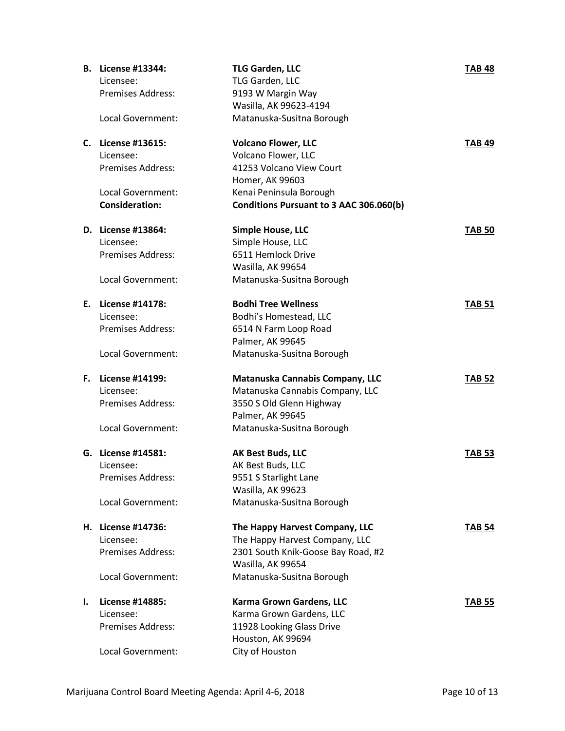**B. License #13344:** **TLG Garden, LLC** **TAB 48**
Licensee: TLG Garden, LLC
Premises Address: 9193 W Margin Way
Wasilla, AK 99623-4194
Local Government: Matanuska-Susitna Borough

**C. License #13615:** **Volcano Flower, LLC** **TAB 49**
Licensee: Volcano Flower, LLC
Premises Address: 41253 Volcano View Court
Homer, AK 99603
Local Government: Kenai Peninsula Borough
**Consideration:** **Conditions Pursuant to 3 AAC 306.060(b)**

**D. License #13864:** **Simple House, LLC** **TAB 50**
Licensee: Simple House, LLC
Premises Address: 6511 Hemlock Drive
Wasilla, AK 99654
Local Government: Matanuska-Susitna Borough

**E. License #14178:** **Bodhi Tree Wellness** **TAB 51**
Licensee: Bodhi's Homestead, LLC
Premises Address: 6514 N Farm Loop Road
Palmer, AK 99645
Local Government: Matanuska-Susitna Borough

**F. License #14199:** **Matanuska Cannabis Company, LLC** **TAB 52**
Licensee: Matanuska Cannabis Company, LLC
Premises Address: 3550 S Old Glenn Highway
Palmer, AK 99645
Local Government: Matanuska-Susitna Borough

**G. License #14581:** **AK Best Buds, LLC** **TAB 53**
Licensee: AK Best Buds, LLC
Premises Address: 9551 S Starlight Lane
Wasilla, AK 99623
Local Government: Matanuska-Susitna Borough

**H. License #14736:** **The Happy Harvest Company, LLC** **TAB 54**
Licensee: The Happy Harvest Company, LLC
Premises Address: 2301 South Knik-Goose Bay Road, #2
Wasilla, AK 99654
Local Government: Matanuska-Susitna Borough

**I. License #14885:** **Karma Grown Gardens, LLC** **TAB 55**
Licensee: Karma Grown Gardens, LLC
Premises Address: 11928 Looking Glass Drive
Houston, AK 99694
Local Government: City of Houston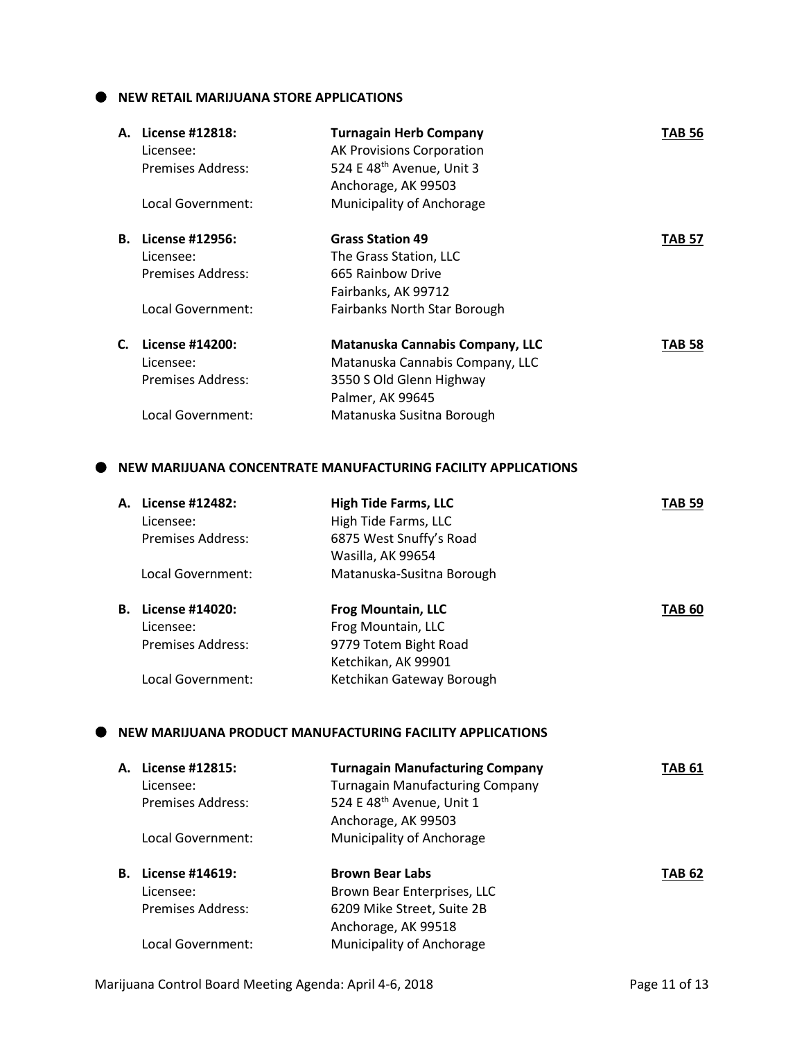## NEW RETAIL MARIJUANA STORE APPLICATIONS

**A. License #12818:** **Turnagain Herb Company** **TAB 56**
Licensee: AK Provisions Corporation
Premises Address: 524 E 48th Avenue, Unit 3
Anchorage, AK 99503
Local Government: Municipality of Anchorage

**B. License #12956:** **Grass Station 49** **TAB 57**
Licensee: The Grass Station, LLC
Premises Address: 665 Rainbow Drive
Fairbanks, AK 99712
Local Government: Fairbanks North Star Borough

**C. License #14200:** **Matanuska Cannabis Company, LLC** **TAB 58**
Licensee: Matanuska Cannabis Company, LLC
Premises Address: 3550 S Old Glenn Highway
Palmer, AK 99645
Local Government: Matanuska Susitna Borough

## NEW MARIJUANA CONCENTRATE MANUFACTURING FACILITY APPLICATIONS

**A. License #12482:** **High Tide Farms, LLC** **TAB 59**
Licensee: High Tide Farms, LLC
Premises Address: 6875 West Snuffy's Road
Wasilla, AK 99654
Local Government: Matanuska-Susitna Borough

**B. License #14020:** **Frog Mountain, LLC** **TAB 60**
Licensee: Frog Mountain, LLC
Premises Address: 9779 Totem Bight Road
Ketchikan, AK 99901
Local Government: Ketchikan Gateway Borough

## NEW MARIJUANA PRODUCT MANUFACTURING FACILITY APPLICATIONS

**A. License #12815:** **Turnagain Manufacturing Company** **TAB 61**
Licensee: Turnagain Manufacturing Company
Premises Address: 524 E 48th Avenue, Unit 1
Anchorage, AK 99503
Local Government: Municipality of Anchorage

**B. License #14619:** **Brown Bear Labs** **TAB 62**
Licensee: Brown Bear Enterprises, LLC
Premises Address: 6209 Mike Street, Suite 2B
Anchorage, AK 99518
Local Government: Municipality of Anchorage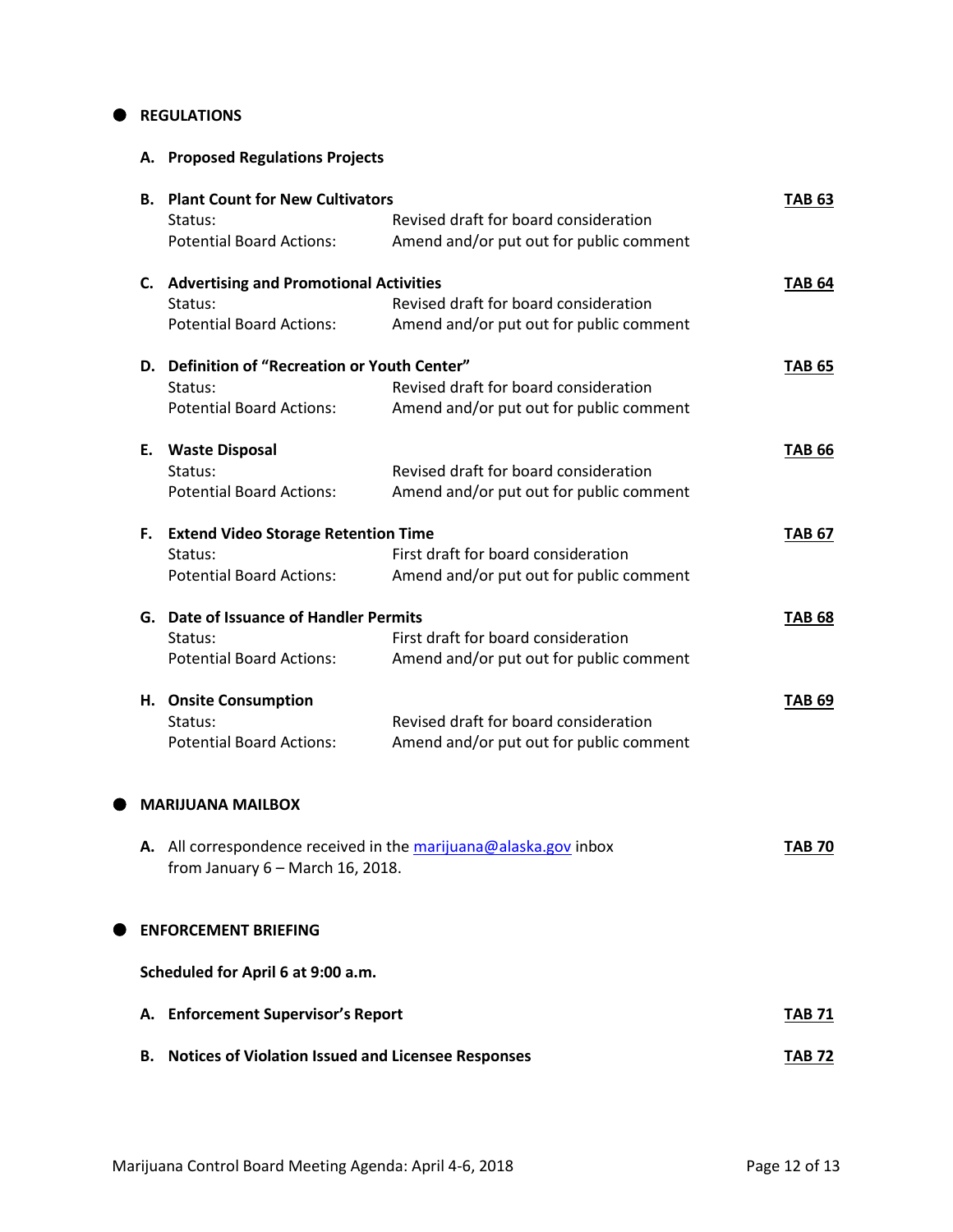## REGULATIONS

**A. Proposed Regulations Projects**

**B. Plant Count for New Cultivators** **TAB 63**

Status: Revised draft for board consideration

Potential Board Actions: Amend and/or put out for public comment

**C. Advertising and Promotional Activities** **TAB 64**

Status: Revised draft for board consideration

Potential Board Actions: Amend and/or put out for public comment

**D. Definition of "Recreation or Youth Center"** **TAB 65**

Status: Revised draft for board consideration

Potential Board Actions: Amend and/or put out for public comment

**E. Waste Disposal** **TAB 66**

Status: Revised draft for board consideration

Potential Board Actions: Amend and/or put out for public comment

**F. Extend Video Storage Retention Time** **TAB 67**

Status: First draft for board consideration

Potential Board Actions: Amend and/or put out for public comment

**G. Date of Issuance of Handler Permits** **TAB 68**

Status: First draft for board consideration

Potential Board Actions: Amend and/or put out for public comment

**H. Onsite Consumption** **TAB 69**

Status: Revised draft for board consideration

Potential Board Actions: Amend and/or put out for public comment

## MARIJUANA MAILBOX

**A.** All correspondence received in the marijuana@alaska.gov inbox from January 6 – March 16, 2018. **TAB 70**

## ENFORCEMENT BRIEFING

**Scheduled for April 6 at 9:00 a.m.**

**A. Enforcement Supervisor's Report** **TAB 71**

**B. Notices of Violation Issued and Licensee Responses** **TAB 72**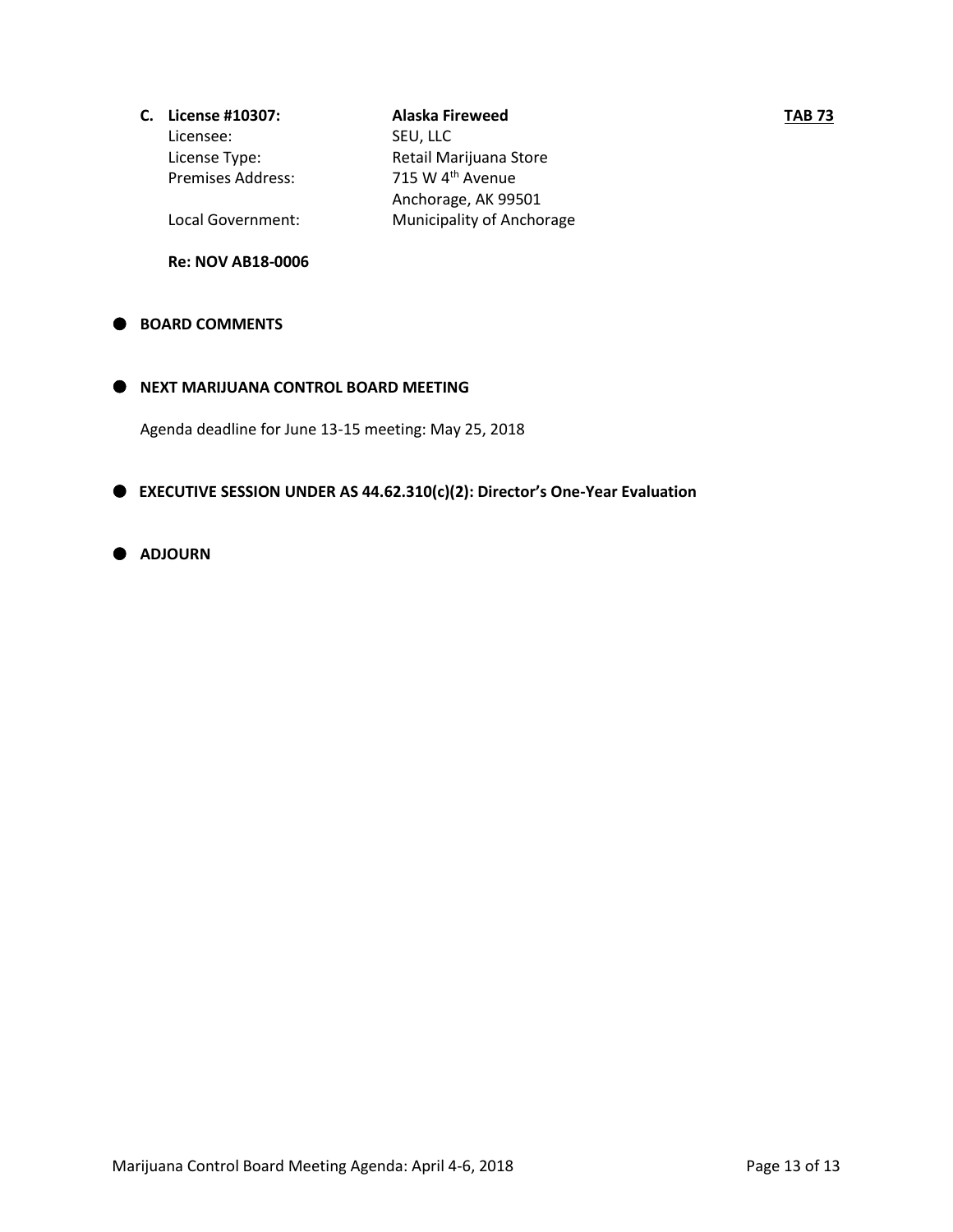**C. License #10307:** **Alaska Fireweed** **TAB 73**

| | |
|---|---|
| Licensee: | SEU, LLC |
| License Type: | Retail Marijuana Store |
| Premises Address: | 715 W 4th Avenue<br>Anchorage, AK 99501 |
| Local Government: | Municipality of Anchorage |

**Re: NOV AB18-0006**

- **BOARD COMMENTS**

- **NEXT MARIJUANA CONTROL BOARD MEETING**

  Agenda deadline for June 13-15 meeting: May 25, 2018

- **EXECUTIVE SESSION UNDER AS 44.62.310(c)(2): Director's One-Year Evaluation**

- **ADJOURN**